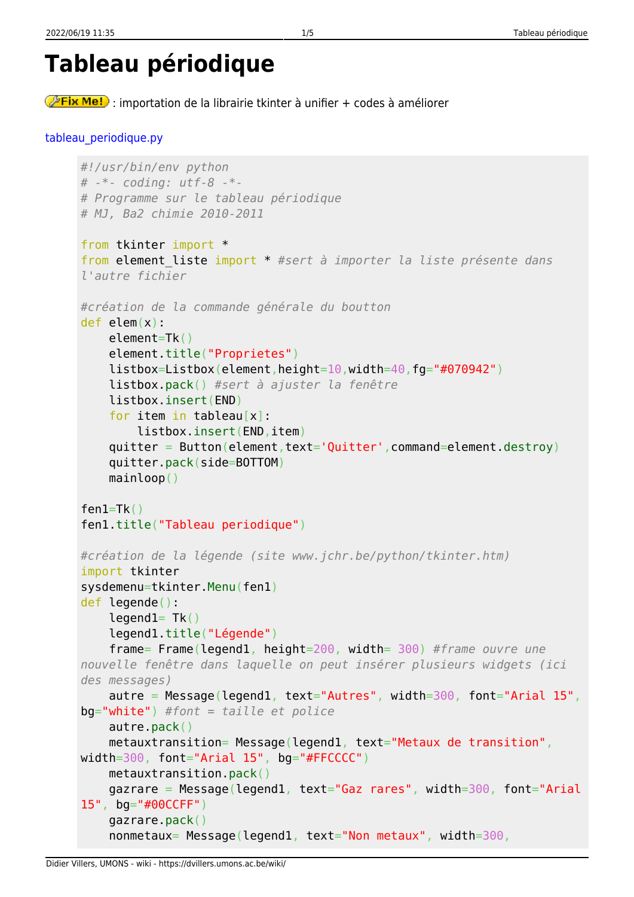# Tableau périodique

Fix Me! : importation de la librairie tkinter à unifier + codes à améliorer

tableau_periodique.py

```
#!/usr/bin/env python
# -*- coding: utf-8 -*-
# Programme sur le tableau périodique
# MJ, Ba2 chimie 2010-2011

from tkinter import *
from element_liste import * #sert à importer la liste présente dans
l'autre fichier

#création de la commande générale du boutton
def elem(x):
    element=Tk()
    element.title("Proprietes")
    listbox=Listbox(element,height=10,width=40,fg="#070942")
    listbox.pack() #sert à ajuster la fenêtre
    listbox.insert(END)
    for item in tableau[x]:
        listbox.insert(END,item)
    quitter = Button(element,text='Quitter',command=element.destroy)
    quitter.pack(side=BOTTOM)
    mainloop()

fen1=Tk()
fen1.title("Tableau periodique")

#création de la légende (site www.jchr.be/python/tkinter.htm)
import tkinter
sysdemenu=tkinter.Menu(fen1)
def legende():
    legend1= Tk()
    legend1.title("Légende")
    frame= Frame(legend1, height=200, width= 300) #frame ouvre une
nouvelle fenêtre dans laquelle on peut insérer plusieurs widgets (ici
des messages)
    autre = Message(legend1, text="Autres", width=300, font="Arial 15",
bg="white") #font = taille et police
    autre.pack()
    metauxtransition= Message(legend1, text="Metaux de transition",
width=300, font="Arial 15", bg="#FFCCCC")
    metauxtransition.pack()
    gazrare = Message(legend1, text="Gaz rares", width=300, font="Arial
15", bg="#00CCFF")
    gazrare.pack()
    nonmetaux= Message(legend1, text="Non metaux", width=300,
```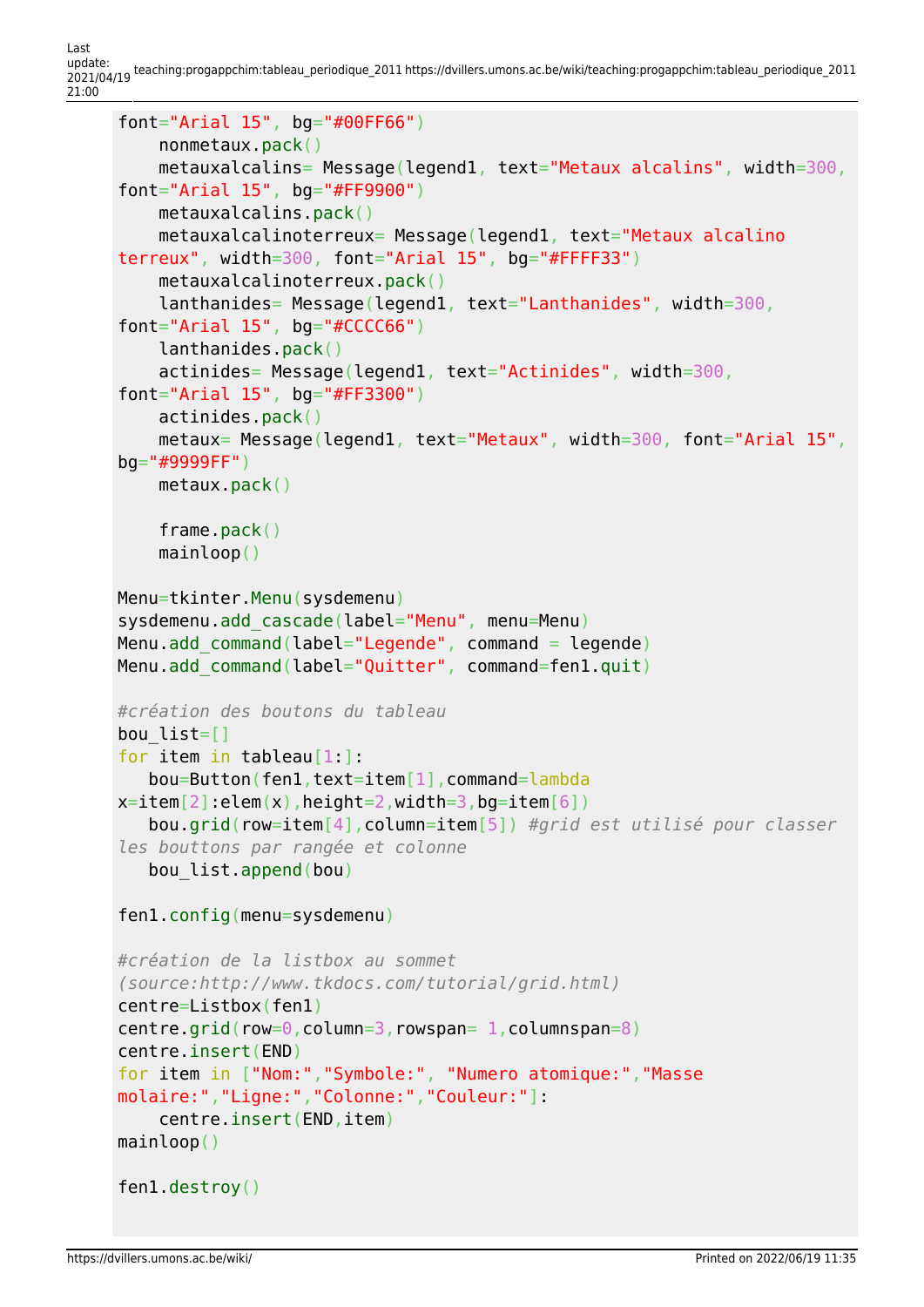```
font="Arial 15", bg="#00FF66")
    nonmetaux.pack()
    metauxalcalins= Message(legend1, text="Metaux alcalins", width=300,
font="Arial 15", bg="#FF9900")
    metauxalcalins.pack()
    metauxalcalinoterreux= Message(legend1, text="Metaux alcalino
terreux", width=300, font="Arial 15", bg="#FFFF33")
    metauxalcalinoterreux.pack()
    lanthanides= Message(legend1, text="Lanthanides", width=300,
font="Arial 15", bg="#CCCC66")
    lanthanides.pack()
    actinides= Message(legend1, text="Actinides", width=300,
font="Arial 15", bg="#FF3300")
    actinides.pack()
    metaux= Message(legend1, text="Metaux", width=300, font="Arial 15",
bg="#9999FF")
    metaux.pack()

    frame.pack()
    mainloop()

Menu=tkinter.Menu(sysdemenu)
sysdemenu.add_cascade(label="Menu", menu=Menu)
Menu.add_command(label="Legende", command = legende)
Menu.add_command(label="Quitter", command=fen1.quit)

#création des boutons du tableau
bou_list=[]
for item in tableau[1:]:
   bou=Button(fen1,text=item[1],command=lambda
x=item[2]:elem(x),height=2,width=3,bg=item[6])
   bou.grid(row=item[4],column=item[5]) #grid est utilisé pour classer
les bouttons par rangée et colonne
   bou_list.append(bou)

fen1.config(menu=sysdemenu)

#création de la listbox au sommet
(source:http://www.tkdocs.com/tutorial/grid.html)
centre=Listbox(fen1)
centre.grid(row=0,column=3,rowspan= 1,columnspan=8)
centre.insert(END)
for item in ["Nom:","Symbole:", "Numero atomique:","Masse
molaire:","Ligne:","Colonne:","Couleur:"]:
    centre.insert(END,item)
mainloop()

fen1.destroy()
```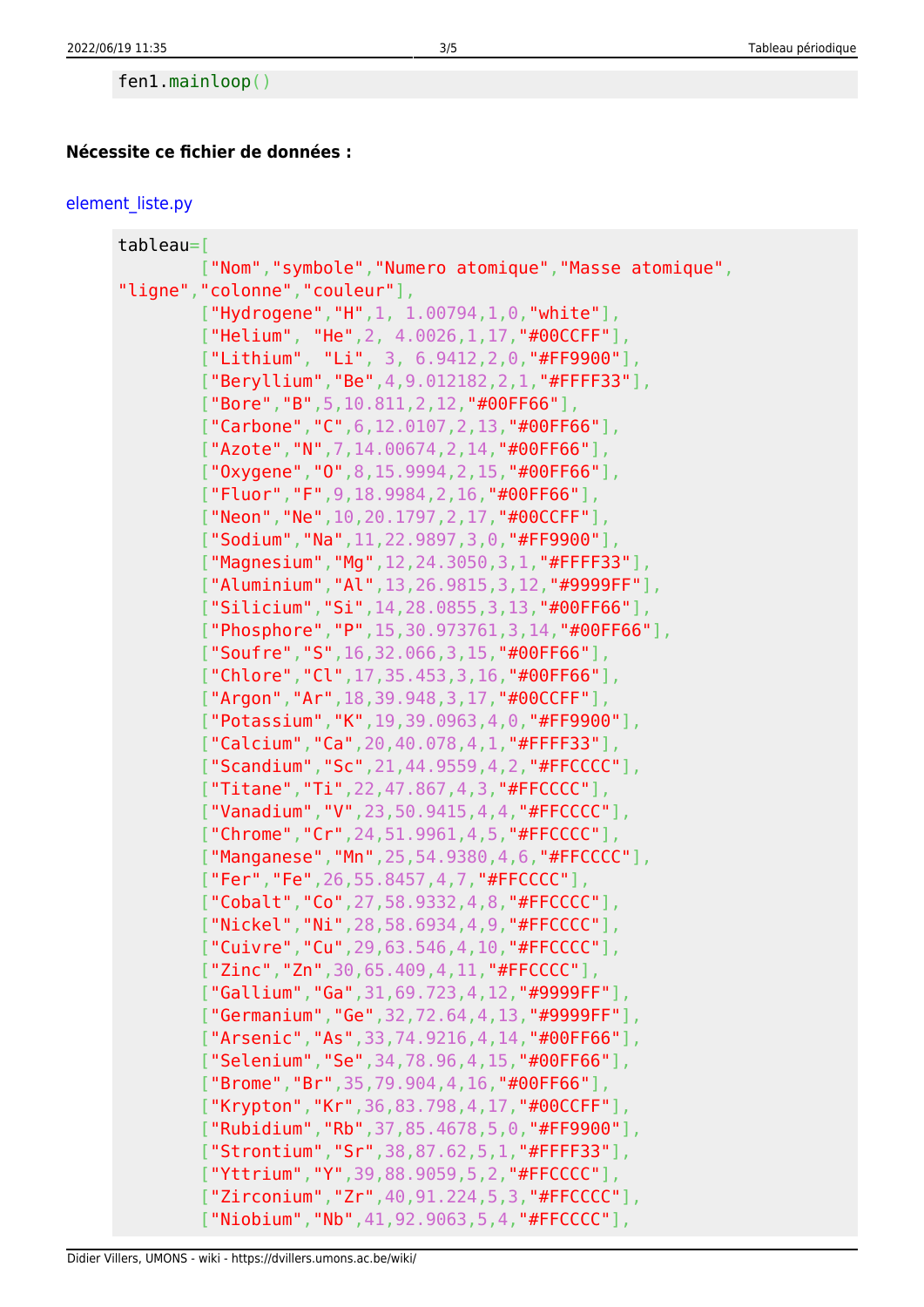```
fen1.mainloop()
```

**Nécessite ce fichier de données :**

element_liste.py

```
tableau=[
        ["Nom","symbole","Numero atomique","Masse atomique",
"ligne","colonne","couleur"],
        ["Hydrogene","H",1, 1.00794,1,0,"white"],
        ["Helium", "He",2, 4.0026,1,17,"#00CCFF"],
        ["Lithium", "Li", 3, 6.9412,2,0,"#FF9900"],
        ["Beryllium","Be",4,9.012182,2,1,"#FFFF33"],
        ["Bore","B",5,10.811,2,12,"#00FF66"],
        ["Carbone","C",6,12.0107,2,13,"#00FF66"],
        ["Azote","N",7,14.00674,2,14,"#00FF66"],
        ["Oxygene","O",8,15.9994,2,15,"#00FF66"],
        ["Fluor","F",9,18.9984,2,16,"#00FF66"],
        ["Neon","Ne",10,20.1797,2,17,"#00CCFF"],
        ["Sodium","Na",11,22.9897,3,0,"#FF9900"],
        ["Magnesium","Mg",12,24.3050,3,1,"#FFFF33"],
        ["Aluminium","Al",13,26.9815,3,12,"#9999FF"],
        ["Silicium","Si",14,28.0855,3,13,"#00FF66"],
        ["Phosphore","P",15,30.973761,3,14,"#00FF66"],
        ["Soufre","S",16,32.066,3,15,"#00FF66"],
        ["Chlore","Cl",17,35.453,3,16,"#00FF66"],
        ["Argon","Ar",18,39.948,3,17,"#00CCFF"],
        ["Potassium","K",19,39.0963,4,0,"#FF9900"],
        ["Calcium","Ca",20,40.078,4,1,"#FFFF33"],
        ["Scandium","Sc",21,44.9559,4,2,"#FFCCCC"],
        ["Titane","Ti",22,47.867,4,3,"#FFCCCC"],
        ["Vanadium","V",23,50.9415,4,4,"#FFCCCC"],
        ["Chrome","Cr",24,51.9961,4,5,"#FFCCCC"],
        ["Manganese","Mn",25,54.9380,4,6,"#FFCCCC"],
        ["Fer","Fe",26,55.8457,4,7,"#FFCCCC"],
        ["Cobalt","Co",27,58.9332,4,8,"#FFCCCC"],
        ["Nickel","Ni",28,58.6934,4,9,"#FFCCCC"],
        ["Cuivre","Cu",29,63.546,4,10,"#FFCCCC"],
        ["Zinc","Zn",30,65.409,4,11,"#FFCCCC"],
        ["Gallium","Ga",31,69.723,4,12,"#9999FF"],
        ["Germanium","Ge",32,72.64,4,13,"#9999FF"],
        ["Arsenic","As",33,74.9216,4,14,"#00FF66"],
        ["Selenium","Se",34,78.96,4,15,"#00FF66"],
        ["Brome","Br",35,79.904,4,16,"#00FF66"],
        ["Krypton","Kr",36,83.798,4,17,"#00CCFF"],
        ["Rubidium","Rb",37,85.4678,5,0,"#FF9900"],
        ["Strontium","Sr",38,87.62,5,1,"#FFFF33"],
        ["Yttrium","Y",39,88.9059,5,2,"#FFCCCC"],
        ["Zirconium","Zr",40,91.224,5,3,"#FFCCCC"],
        ["Niobium","Nb",41,92.9063,5,4,"#FFCCCC"],
```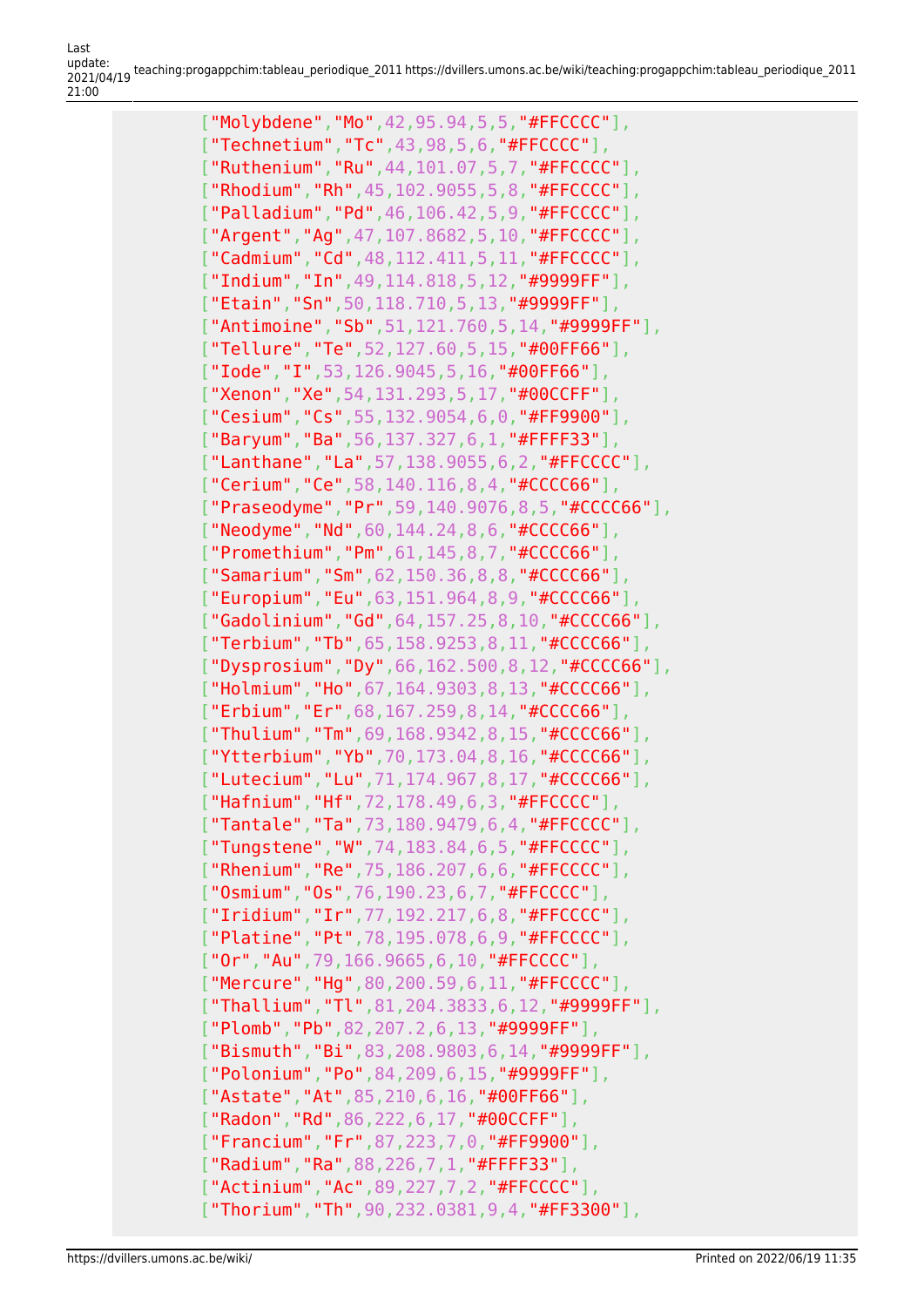```
        ["Molybdene","Mo",42,95.94,5,5,"#FFCCCC"],
        ["Technetium","Tc",43,98,5,6,"#FFCCCC"],
        ["Ruthenium","Ru",44,101.07,5,7,"#FFCCCC"],
        ["Rhodium","Rh",45,102.9055,5,8,"#FFCCCC"],
        ["Palladium","Pd",46,106.42,5,9,"#FFCCCC"],
        ["Argent","Ag",47,107.8682,5,10,"#FFCCCC"],
        ["Cadmium","Cd",48,112.411,5,11,"#FFCCCC"],
        ["Indium","In",49,114.818,5,12,"#9999FF"],
        ["Etain","Sn",50,118.710,5,13,"#9999FF"],
        ["Antimoine","Sb",51,121.760,5,14,"#9999FF"],
        ["Tellure","Te",52,127.60,5,15,"#00FF66"],
        ["Iode","I",53,126.9045,5,16,"#00FF66"],
        ["Xenon","Xe",54,131.293,5,17,"#00CCFF"],
        ["Cesium","Cs",55,132.9054,6,0,"#FF9900"],
        ["Baryum","Ba",56,137.327,6,1,"#FFFF33"],
        ["Lanthane","La",57,138.9055,6,2,"#FFCCCC"],
        ["Cerium","Ce",58,140.116,8,4,"#CCCC66"],
        ["Praseodyme","Pr",59,140.9076,8,5,"#CCCC66"],
        ["Neodyme","Nd",60,144.24,8,6,"#CCCC66"],
        ["Promethium","Pm",61,145,8,7,"#CCCC66"],
        ["Samarium","Sm",62,150.36,8,8,"#CCCC66"],
        ["Europium","Eu",63,151.964,8,9,"#CCCC66"],
        ["Gadolinium","Gd",64,157.25,8,10,"#CCCC66"],
        ["Terbium","Tb",65,158.9253,8,11,"#CCCC66"],
        ["Dysprosium","Dy",66,162.500,8,12,"#CCCC66"],
        ["Holmium","Ho",67,164.9303,8,13,"#CCCC66"],
        ["Erbium","Er",68,167.259,8,14,"#CCCC66"],
        ["Thulium","Tm",69,168.9342,8,15,"#CCCC66"],
        ["Ytterbium","Yb",70,173.04,8,16,"#CCCC66"],
        ["Lutecium","Lu",71,174.967,8,17,"#CCCC66"],
        ["Hafnium","Hf",72,178.49,6,3,"#FFCCCC"],
        ["Tantale","Ta",73,180.9479,6,4,"#FFCCCC"],
        ["Tungstene","W",74,183.84,6,5,"#FFCCCC"],
        ["Rhenium","Re",75,186.207,6,6,"#FFCCCC"],
        ["Osmium","Os",76,190.23,6,7,"#FFCCCC"],
        ["Iridium","Ir",77,192.217,6,8,"#FFCCCC"],
        ["Platine","Pt",78,195.078,6,9,"#FFCCCC"],
        ["Or","Au",79,166.9665,6,10,"#FFCCCC"],
        ["Mercure","Hg",80,200.59,6,11,"#FFCCCC"],
        ["Thallium","Tl",81,204.3833,6,12,"#9999FF"],
        ["Plomb","Pb",82,207.2,6,13,"#9999FF"],
        ["Bismuth","Bi",83,208.9803,6,14,"#9999FF"],
        ["Polonium","Po",84,209,6,15,"#9999FF"],
        ["Astate","At",85,210,6,16,"#00FF66"],
        ["Radon","Rd",86,222,6,17,"#00CCFF"],
        ["Francium","Fr",87,223,7,0,"#FF9900"],
        ["Radium","Ra",88,226,7,1,"#FFFF33"],
        ["Actinium","Ac",89,227,7,2,"#FFCCCC"],
        ["Thorium","Th",90,232.0381,9,4,"#FF3300"],
```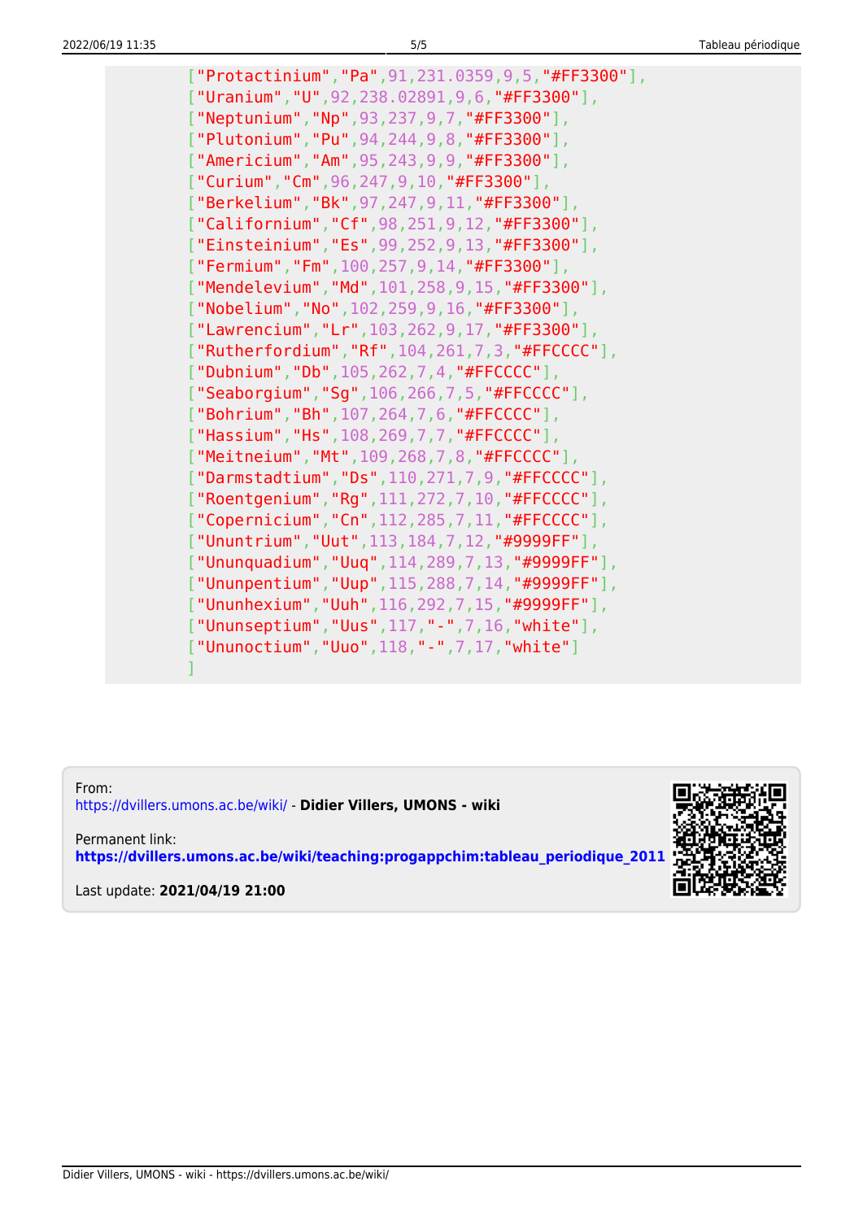```
        ["Protactinium","Pa",91,231.0359,9,5,"#FF3300"],
        ["Uranium","U",92,238.02891,9,6,"#FF3300"],
        ["Neptunium","Np",93,237,9,7,"#FF3300"],
        ["Plutonium","Pu",94,244,9,8,"#FF3300"],
        ["Americium","Am",95,243,9,9,"#FF3300"],
        ["Curium","Cm",96,247,9,10,"#FF3300"],
        ["Berkelium","Bk",97,247,9,11,"#FF3300"],
        ["Californium","Cf",98,251,9,12,"#FF3300"],
        ["Einsteinium","Es",99,252,9,13,"#FF3300"],
        ["Fermium","Fm",100,257,9,14,"#FF3300"],
        ["Mendelevium","Md",101,258,9,15,"#FF3300"],
        ["Nobelium","No",102,259,9,16,"#FF3300"],
        ["Lawrencium","Lr",103,262,9,17,"#FF3300"],
        ["Rutherfordium","Rf",104,261,7,3,"#FFCCCC"],
        ["Dubnium","Db",105,262,7,4,"#FFCCCC"],
        ["Seaborgium","Sg",106,266,7,5,"#FFCCCC"],
        ["Bohrium","Bh",107,264,7,6,"#FFCCCC"],
        ["Hassium","Hs",108,269,7,7,"#FFCCCC"],
        ["Meitneium","Mt",109,268,7,8,"#FFCCCC"],
        ["Darmstadtium","Ds",110,271,7,9,"#FFCCCC"],
        ["Roentgenium","Rg",111,272,7,10,"#FFCCCC"],
        ["Copernicium","Cn",112,285,7,11,"#FFCCCC"],
        ["Ununtrium","Uut",113,184,7,12,"#9999FF"],
        ["Ununquadium","Uuq",114,289,7,13,"#9999FF"],
        ["Ununpentium","Uup",115,288,7,14,"#9999FF"],
        ["Ununhexium","Uuh",116,292,7,15,"#9999FF"],
        ["Ununseptium","Uus",117,"-",7,16,"white"],
        ["Ununoctium","Uuo",118,"-",7,17,"white"]
        ]
```

From:
https://dvillers.umons.ac.be/wiki/ - **Didier Villers, UMONS - wiki**

Permanent link:
**https://dvillers.umons.ac.be/wiki/teaching:progappchim:tableau_periodique_2011**

Last update: **2021/04/19 21:00**